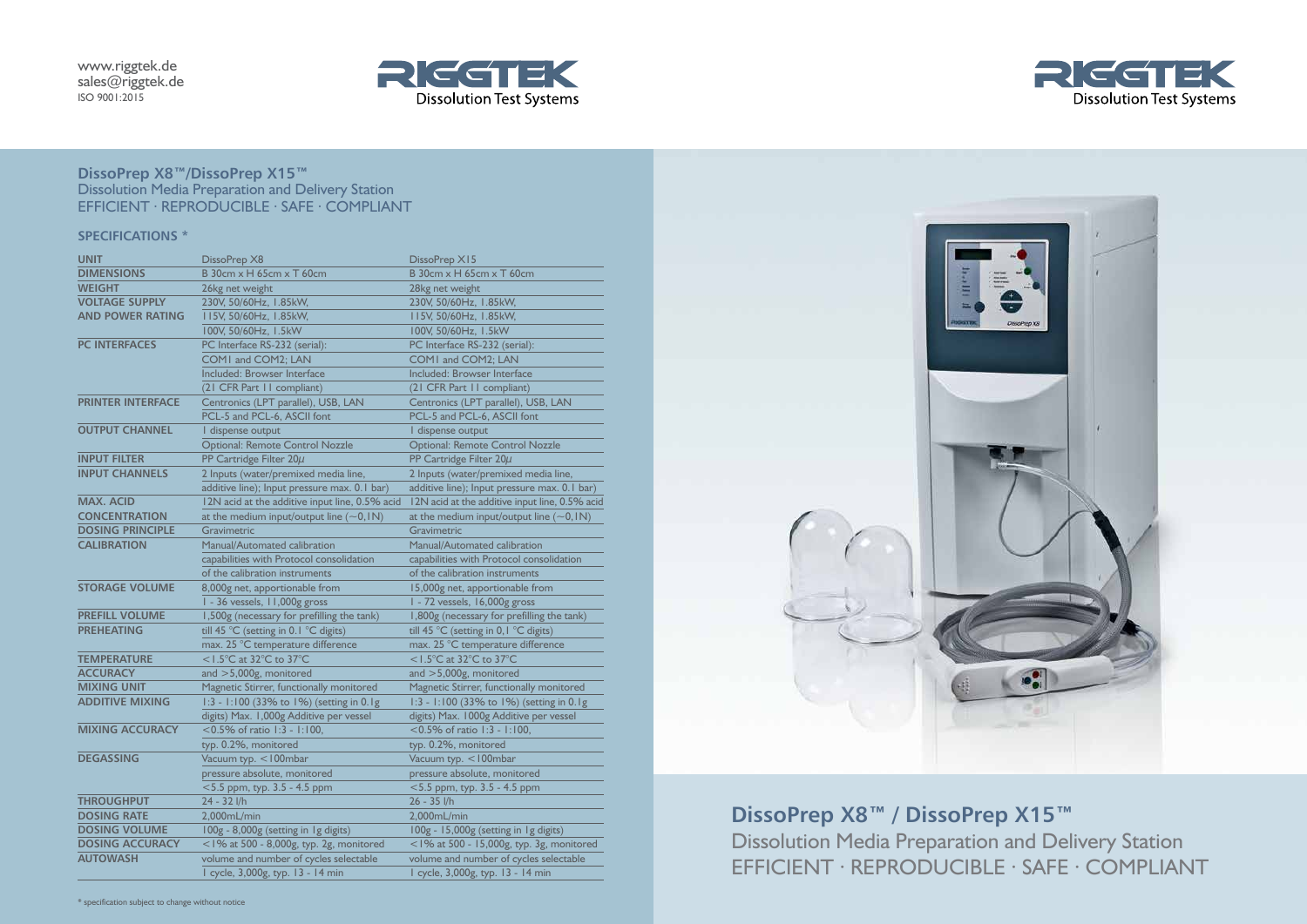www.riggtek.de
sales@riggtek.de
ISO 9001:2015

RIGGTEK Dissolution Test Systems

## DissoPrep X8™/DissoPrep X15™

Dissolution Media Preparation and Delivery Station
EFFICIENT · REPRODUCIBLE · SAFE · COMPLIANT

### SPECIFICATIONS *

| UNIT | DissoPrep X8 | DissoPrep X15 |
|---|---|---|
| DIMENSIONS | B 30cm x H 65cm x T 60cm | B 30cm x H 65cm x T 60cm |
| WEIGHT | 26kg net weight | 28kg net weight |
| VOLTAGE SUPPLY AND POWER RATING | 230V, 50/60Hz, 1.85kW, 115V, 50/60Hz, 1.85kW, 100V, 50/60Hz, 1.5kW | 230V, 50/60Hz, 1.85kW, 115V, 50/60Hz, 1.85kW, 100V, 50/60Hz, 1.5kW |
| PC INTERFACES | PC Interface RS-232 (serial): COM1 and COM2; LAN Included: Browser Interface (21 CFR Part 11 compliant) | PC Interface RS-232 (serial): COM1 and COM2; LAN Included: Browser Interface (21 CFR Part 11 compliant) |
| PRINTER INTERFACE | Centronics (LPT parallel), USB, LAN PCL-5 and PCL-6, ASCII font | Centronics (LPT parallel), USB, LAN PCL-5 and PCL-6, ASCII font |
| OUTPUT CHANNEL | 1 dispense output Optional: Remote Control Nozzle | 1 dispense output Optional: Remote Control Nozzle |
| INPUT FILTER | PP Cartridge Filter 20µ | PP Cartridge Filter 20µ |
| INPUT CHANNELS | 2 Inputs (water/premixed media line, additive line); Input pressure max. 0.1 bar) | 2 Inputs (water/premixed media line, additive line); Input pressure max. 0.1 bar) |
| MAX. ACID CONCENTRATION | 12N acid at the additive input line, 0.5% acid at the medium input/output line (~0,1N) | 12N acid at the additive input line, 0.5% acid at the medium input/output line (~0,1N) |
| DOSING PRINCIPLE | Gravimetric | Gravimetric |
| CALIBRATION | Manual/Automated calibration capabilities with Protocol consolidation of the calibration instruments | Manual/Automated calibration capabilities with Protocol consolidation of the calibration instruments |
| STORAGE VOLUME | 8,000g net, apportionable from 1 - 36 vessels, 11,000g gross | 15,000g net, apportionable from 1 - 72 vessels, 16,000g gross |
| PREFILL VOLUME | 1,500g (necessary for prefilling the tank) | 1,800g (necessary for prefilling the tank) |
| PREHEATING | till 45 °C (setting in 0.1 °C digits) max. 25 °C temperature difference | till 45 °C (setting in 0,1 °C digits) max. 25 °C temperature difference |
| TEMPERATURE ACCURACY | <1.5°C at 32°C to 37°C and >5,000g, monitored | <1.5°C at 32°C to 37°C and >5,000g, monitored |
| MIXING UNIT | Magnetic Stirrer, functionally monitored | Magnetic Stirrer, functionally monitored |
| ADDITIVE MIXING | 1:3 - 1:100 (33% to 1%) (setting in 0.1g digits) Max. 1,000g Additive per vessel | 1:3 - 1:100 (33% to 1%) (setting in 0.1g digits) Max. 1000g Additive per vessel |
| MIXING ACCURACY | <0.5% of ratio 1:3 - 1:100, typ. 0.2%, monitored | <0.5% of ratio 1:3 - 1:100, typ. 0.2%, monitored |
| DEGASSING | Vacuum typ. <100mbar pressure absolute, monitored <5.5 ppm, typ. 3.5 - 4.5 ppm | Vacuum typ. <100mbar pressure absolute, monitored <5.5 ppm, typ. 3.5 - 4.5 ppm |
| THROUGHPUT | 24 - 32 l/h | 26 - 35 l/h |
| DOSING RATE | 2,000mL/min | 2,000mL/min |
| DOSING VOLUME | 100g - 8,000g (setting in 1g digits) | 100g - 15,000g (setting in 1g digits) |
| DOSING ACCURACY | <1% at 500 - 8,000g, typ. 2g, monitored | <1% at 500 - 15,000g, typ. 3g, monitored |
| AUTOWASH | volume and number of cycles selectable 1 cycle, 3,000g, typ. 13 - 14 min | volume and number of cycles selectable 1 cycle, 3,000g, typ. 13 - 14 min |

* specification subject to change without notice

RIGGTEK Dissolution Test Systems

## DissoPrep X8™ / DissoPrep X15™

Dissolution Media Preparation and Delivery Station
EFFICIENT · REPRODUCIBLE · SAFE · COMPLIANT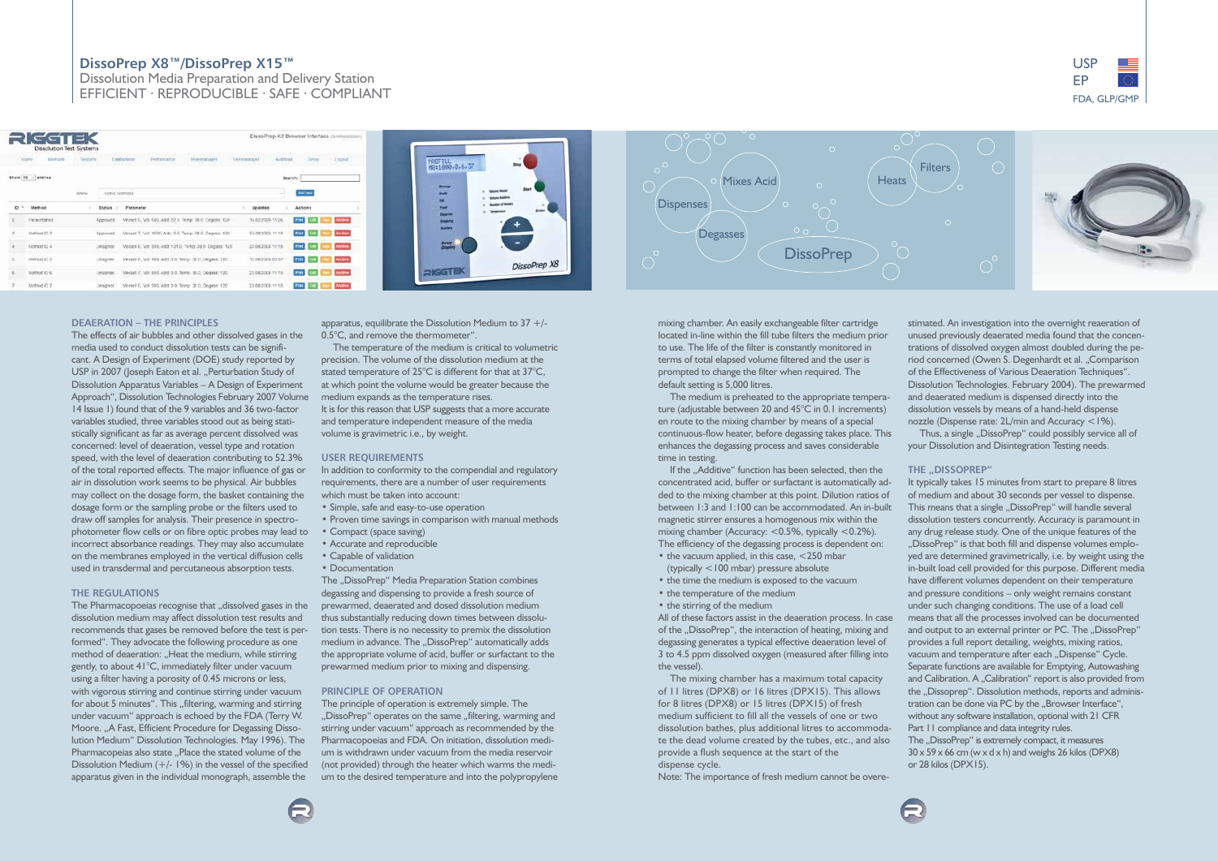# DissoPrep X8™/DissoPrep X15™

Dissolution Media Preparation and Delivery Station

EFFICIENT · REPRODUCIBLE · SAFE · COMPLIANT

USP
EP
FDA, GLP/GMP

## DEAERATION – THE PRINCIPLES

The effects of air bubbles and other dissolved gases in the media used to conduct dissolution tests can be significant. A Design of Experiment (DOE) study reported by USP in 2007 (Joseph Eaton et al. „Perturbation Study of Dissolution Apparatus Variables – A Design of Experiment Approach", Dissolution Technologies February 2007 Volume 14 Issue 1) found that of the 9 variables and 36 two-factor variables studied, three variables stood out as being statistically significant as far as average percent dissolved was concerned: level of deaeration, vessel type and rotation speed, with the level of deaeration contributing to 52.3% of the total reported effects. The major influence of gas or air in dissolution work seems to be physical. Air bubbles may collect on the dosage form, the basket containing the dosage form or the sampling probe or the filters used to draw off samples for analysis. Their presence in spectrophotometer flow cells or on fibre optic probes may lead to incorrect absorbance readings. They may also accumulate on the membranes employed in the vertical diffusion cells used in transdermal and percutaneous absorption tests.

## THE REGULATIONS

The Pharmacopoeias recognise that „dissolved gases in the dissolution medium may affect dissolution test results and recommends that gases be removed before the test is performed". They advocate the following procedure as one method of deaeration: „Heat the medium, while stirring gently, to about 41°C, immediately filter under vacuum using a filter having a porosity of 0.45 microns or less, with vigorous stirring and continue stirring under vacuum for about 5 minutes". This „filtering, warming and stirring under vacuum" approach is echoed by the FDA (Terry W. Moore. „A Fast, Efficient Procedure for Degassing Dissolution Medium" Dissolution Technologies. May 1996). The Pharmacopoeias also state „Place the stated volume of the Dissolution Medium (+/- 1%) in the vessel of the specified apparatus given in the individual monograph, assemble the apparatus, equilibrate the Dissolution Medium to 37 +/- 0.5°C, and remove the thermometer".

The temperature of the medium is critical to volumetric precision. The volume of the dissolution medium at the stated temperature of 25°C is different for that at 37°C, at which point the volume would be greater because the medium expands as the temperature rises.
It is for this reason that USP suggests that a more accurate and temperature independent measure of the media volume is gravimetric i.e., by weight.

## USER REQUIREMENTS

In addition to conformity to the compendial and regulatory requirements, there are a number of user requirements which must be taken into account:

- Simple, safe and easy-to-use operation
- Proven time savings in comparison with manual methods
- Compact (space saving)
- Accurate and reproducible
- Capable of validation
- Documentation

The „DissoPrep" Media Preparation Station combines degassing and dispensing to provide a fresh source of prewarmed, deaerated and dosed dissolution medium thus substantially reducing down times between dissolution tests. There is no necessity to premix the dissolution medium in advance. The „DissoPrep" automatically adds the appropriate volume of acid, buffer or surfactant to the prewarmed medium prior to mixing and dispensing.

## PRINCIPLE OF OPERATION

The principle of operation is extremely simple. The „DissoPrep" operates on the same „filtering, warming and stirring under vacuum" approach as recommended by the Pharmacopoeias and FDA. On initiation, dissolution medium is withdrawn under vacuum from the media reservoir (not provided) through the heater which warms the medium to the desired temperature and into the polypropylene mixing chamber. An easily exchangeable filter cartridge located in-line within the fill tube filters the medium prior to use. The life of the filter is constantly monitored in terms of total elapsed volume filtered and the user is prompted to change the filter when required. The default setting is 5,000 litres.

The medium is preheated to the appropriate temperature (adjustable between 20 and 45°C in 0.1 increments) en route to the mixing chamber by means of a special continuous-flow heater, before degassing takes place. This enhances the degassing process and saves considerable time in testing.

If the „Additive" function has been selected, then the concentrated acid, buffer or surfactant is automatically added to the mixing chamber at this point. Dilution ratios of between 1:3 and 1:100 can be accommodated. An in-built magnetic stirrer ensures a homogenous mix within the mixing chamber (Accuracy: <0.5%, typically <0.2%). The efficiency of the degassing process is dependent on:

- the vacuum applied, in this case, <250 mbar (typically <100 mbar) pressure absolute
- the time the medium is exposed to the vacuum
- the temperature of the medium
- the stirring of the medium

All of these factors assist in the deaeration process. In case of the „DissoPrep", the interaction of heating, mixing and degassing generates a typical effective deaeration level of 3 to 4.5 ppm dissolved oxygen (measured after filling into the vessel).

The mixing chamber has a maximum total capacity of 11 litres (DPX8) or 16 litres (DPX15). This allows for 8 litres (DPX8) or 15 litres (DPX15) of fresh medium sufficient to fill all the vessels of one or two dissolution baths, plus additional litres to accommodate the dead volume created by the tubes, etc., and also provide a flush sequence at the start of the dispense cycle.

Note: The importance of fresh medium cannot be overestimated. An investigation into the overnight reaeration of unused previously deaerated media found that the concentrations of dissolved oxygen almost doubled during the period concerned (Owen S. Degenhardt et al. „Comparison of the Effectiveness of Various Deaeration Techniques". Dissolution Technologies. February 2004). The prewarmed and deaerated medium is dispensed directly into the dissolution vessels by means of a hand-held dispense nozzle (Dispense rate: 2L/min and Accuracy <1%).

Thus, a single „DissoPrep" could possibly service all of your Dissolution and Disintegration Testing needs.

## THE „DISSOPREP"

It typically takes 15 minutes from start to prepare 8 litres of medium and about 30 seconds per vessel to dispense. This means that a single „DissoPrep" will handle several dissolution testers concurrently. Accuracy is paramount in any drug release study. One of the unique features of the „DissoPrep" is that both fill and dispense volumes employed are determined gravimetrically, i.e. by weight using the in-built load cell provided for this purpose. Different media have different volumes dependent on their temperature and pressure conditions – only weight remains constant under such changing conditions. The use of a load cell means that all the processes involved can be documented and output to an external printer or PC. The „DissoPrep" provides a full report detailing, weights, mixing ratios, vacuum and temperature after each „Dispense" Cycle. Separate functions are available for Emptying, Autowashing and Calibration. A „Calibration" report is also provided from the „Dissoprep". Dissolution methods, reports and administration can be done via PC by the „Browser Interface", without any software installation, optional with 21 CFR Part 11 compliance and data integrity rules.

The „DissoPrep" is extremely compact, it measures 30 x 59 x 66 cm (w x d x h) and weighs 26 kilos (DPX8) or 28 kilos (DPX15).